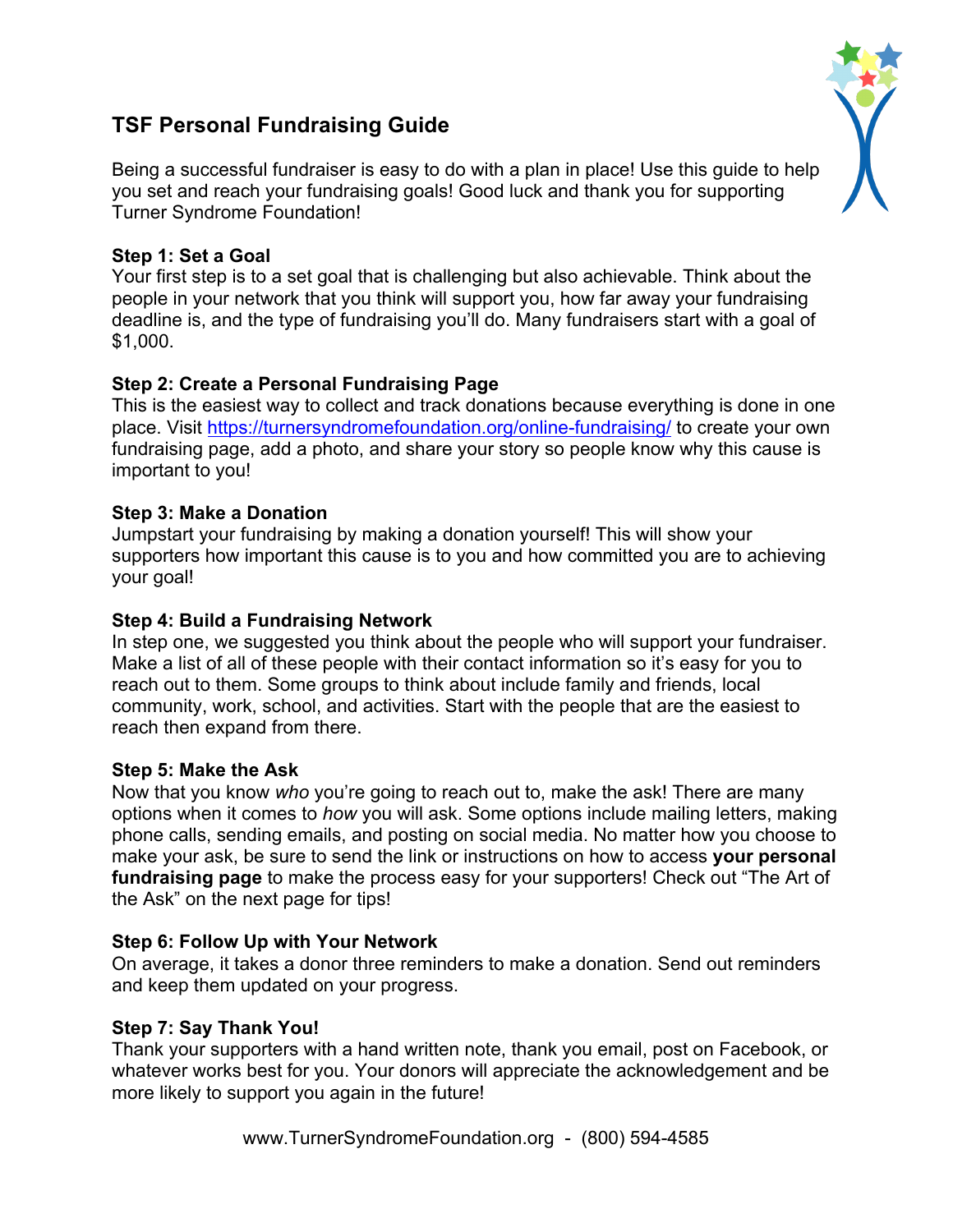# TSF Personal Fundraising Guide

Being a successful fundraiser is easy to do with a plan in place! Use this guide to help you set and reach your fundraising goals! Good luck and thank you for supporting Turner Syndrome Foundation!

**Step 1: Set a Goal**
Your first step is to a set goal that is challenging but also achievable. Think about the people in your network that you think will support you, how far away your fundraising deadline is, and the type of fundraising you'll do. Many fundraisers start with a goal of $1,000.

**Step 2: Create a Personal Fundraising Page**
This is the easiest way to collect and track donations because everything is done in one place. Visit https://turnersyndromefoundation.org/online-fundraising/ to create your own fundraising page, add a photo, and share your story so people know why this cause is important to you!

**Step 3: Make a Donation**
Jumpstart your fundraising by making a donation yourself! This will show your supporters how important this cause is to you and how committed you are to achieving your goal!

**Step 4: Build a Fundraising Network**
In step one, we suggested you think about the people who will support your fundraiser. Make a list of all of these people with their contact information so it's easy for you to reach out to them. Some groups to think about include family and friends, local community, work, school, and activities. Start with the people that are the easiest to reach then expand from there.

**Step 5: Make the Ask**
Now that you know *who* you're going to reach out to, make the ask! There are many options when it comes to *how* you will ask. Some options include mailing letters, making phone calls, sending emails, and posting on social media. No matter how you choose to make your ask, be sure to send the link or instructions on how to access **your personal fundraising page** to make the process easy for your supporters! Check out "The Art of the Ask" on the next page for tips!

**Step 6: Follow Up with Your Network**
On average, it takes a donor three reminders to make a donation. Send out reminders and keep them updated on your progress.

**Step 7: Say Thank You!**
Thank your supporters with a hand written note, thank you email, post on Facebook, or whatever works best for you. Your donors will appreciate the acknowledgement and be more likely to support you again in the future!

www.TurnerSyndromeFoundation.org - (800) 594-4585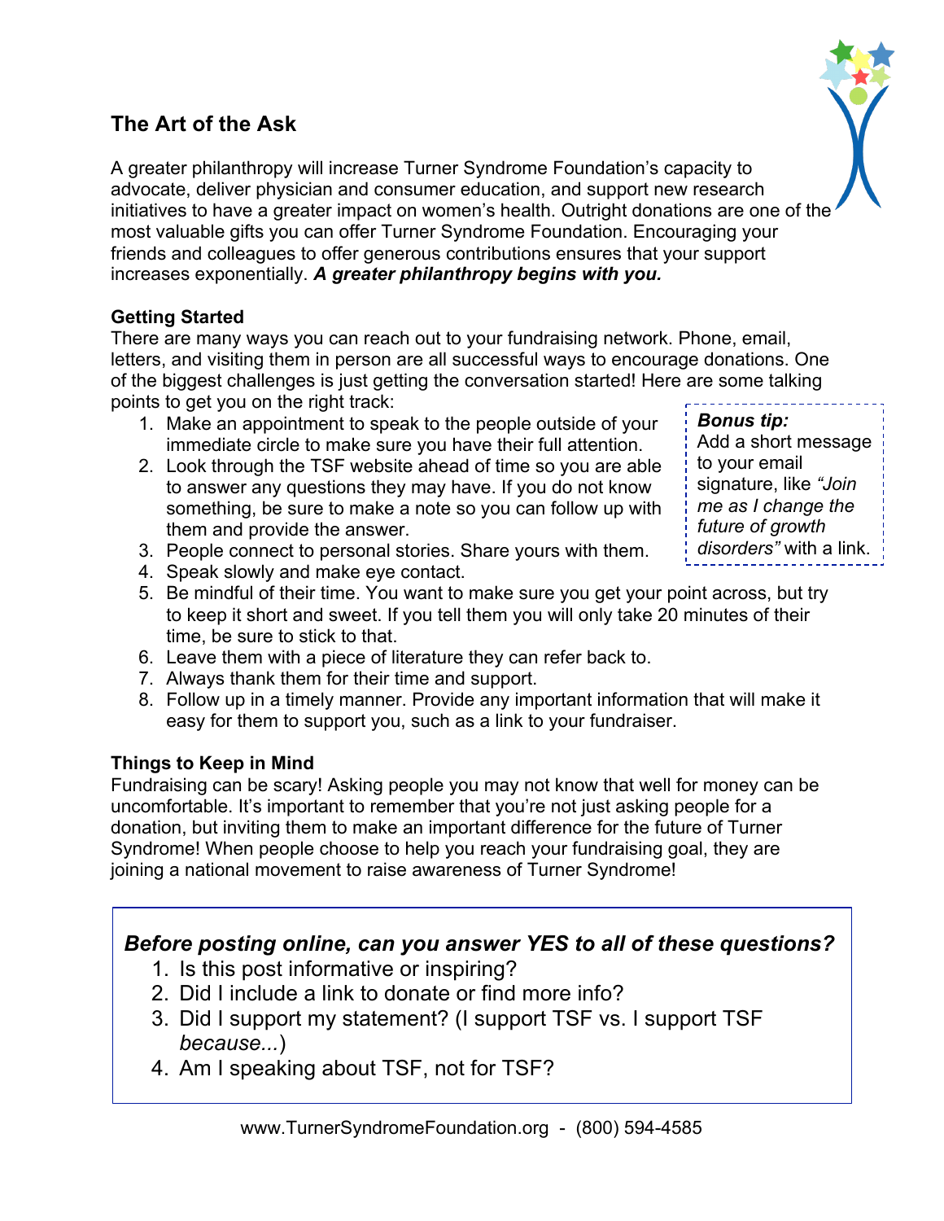## The Art of the Ask

A greater philanthropy will increase Turner Syndrome Foundation's capacity to advocate, deliver physician and consumer education, and support new research initiatives to have a greater impact on women's health. Outright donations are one of the most valuable gifts you can offer Turner Syndrome Foundation. Encouraging your friends and colleagues to offer generous contributions ensures that your support increases exponentially. ***A greater philanthropy begins with you.***

### Getting Started

There are many ways you can reach out to your fundraising network. Phone, email, letters, and visiting them in person are all successful ways to encourage donations. One of the biggest challenges is just getting the conversation started! Here are some talking points to get you on the right track:

1. Make an appointment to speak to the people outside of your immediate circle to make sure you have their full attention.
2. Look through the TSF website ahead of time so you are able to answer any questions they may have. If you do not know something, be sure to make a note so you can follow up with them and provide the answer.
3. People connect to personal stories. Share yours with them.
4. Speak slowly and make eye contact.
5. Be mindful of their time. You want to make sure you get your point across, but try to keep it short and sweet. If you tell them you will only take 20 minutes of their time, be sure to stick to that.
6. Leave them with a piece of literature they can refer back to.
7. Always thank them for their time and support.
8. Follow up in a timely manner. Provide any important information that will make it easy for them to support you, such as a link to your fundraiser.

> ***Bonus tip:***
> Add a short message to your email signature, like *"Join me as I change the future of growth disorders"* with a link.

### Things to Keep in Mind

Fundraising can be scary! Asking people you may not know that well for money can be uncomfortable. It's important to remember that you're not just asking people for a donation, but inviting them to make an important difference for the future of Turner Syndrome! When people choose to help you reach your fundraising goal, they are joining a national movement to raise awareness of Turner Syndrome!

***Before posting online, can you answer YES to all of these questions?***

1. Is this post informative or inspiring?
2. Did I include a link to donate or find more info?
3. Did I support my statement? (I support TSF vs. I support TSF *because...*)
4. Am I speaking about TSF, not for TSF?

www.TurnerSyndromeFoundation.org - (800) 594-4585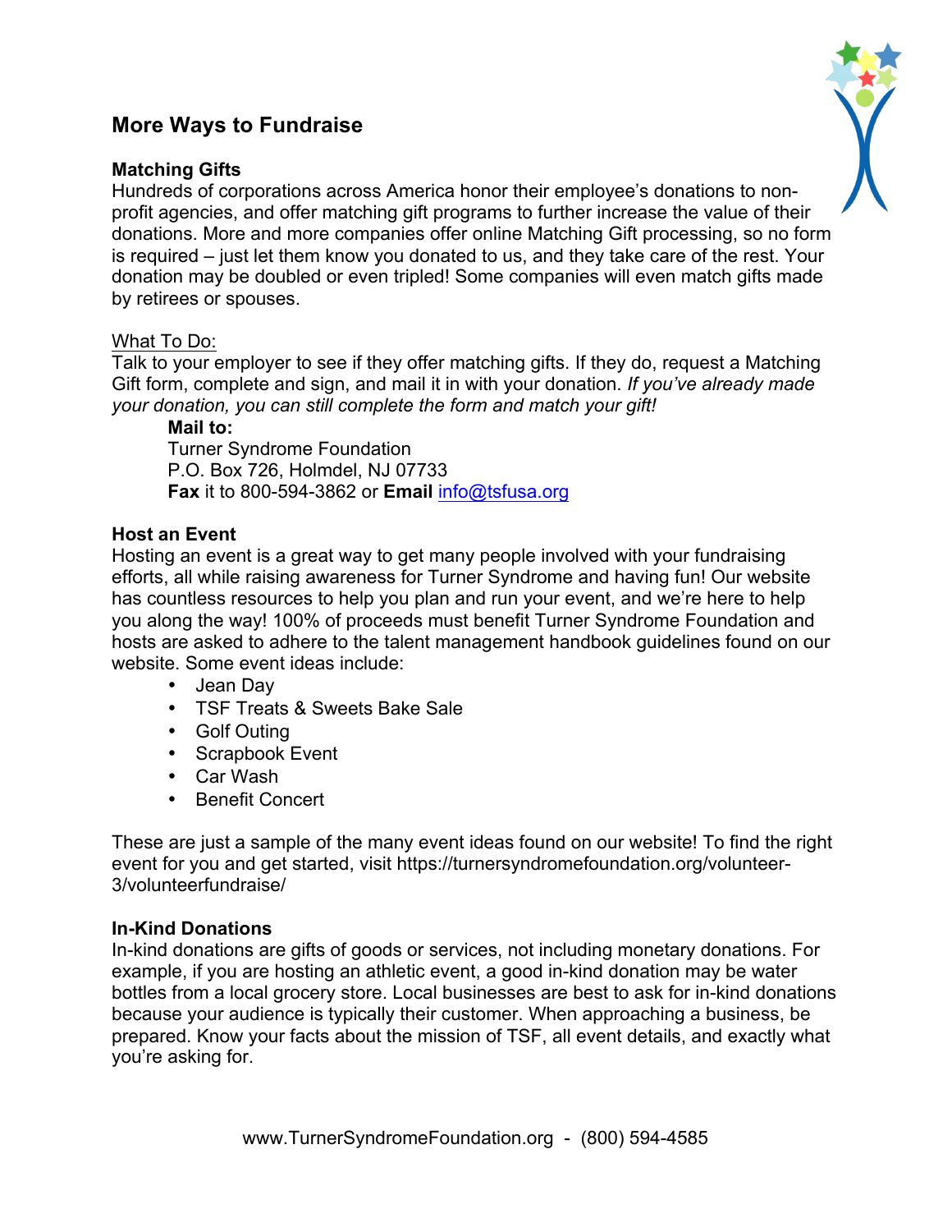## More Ways to Fundraise

### Matching Gifts

Hundreds of corporations across America honor their employee's donations to non-profit agencies, and offer matching gift programs to further increase the value of their donations. More and more companies offer online Matching Gift processing, so no form is required – just let them know you donated to us, and they take care of the rest. Your donation may be doubled or even tripled! Some companies will even match gifts made by retirees or spouses.

What To Do:
Talk to your employer to see if they offer matching gifts. If they do, request a Matching Gift form, complete and sign, and mail it in with your donation. *If you've already made your donation, you can still complete the form and match your gift!*

> **Mail to:**
> Turner Syndrome Foundation
> P.O. Box 726, Holmdel, NJ 07733
> **Fax** it to 800-594-3862 or **Email** info@tsfusa.org

### Host an Event

Hosting an event is a great way to get many people involved with your fundraising efforts, all while raising awareness for Turner Syndrome and having fun! Our website has countless resources to help you plan and run your event, and we're here to help you along the way! 100% of proceeds must benefit Turner Syndrome Foundation and hosts are asked to adhere to the talent management handbook guidelines found on our website. Some event ideas include:

- Jean Day
- TSF Treats & Sweets Bake Sale
- Golf Outing
- Scrapbook Event
- Car Wash
- Benefit Concert

These are just a sample of the many event ideas found on our website! To find the right event for you and get started, visit https://turnersyndromefoundation.org/volunteer-3/volunteerfundraise/

### In-Kind Donations

In-kind donations are gifts of goods or services, not including monetary donations. For example, if you are hosting an athletic event, a good in-kind donation may be water bottles from a local grocery store. Local businesses are best to ask for in-kind donations because your audience is typically their customer. When approaching a business, be prepared. Know your facts about the mission of TSF, all event details, and exactly what you're asking for.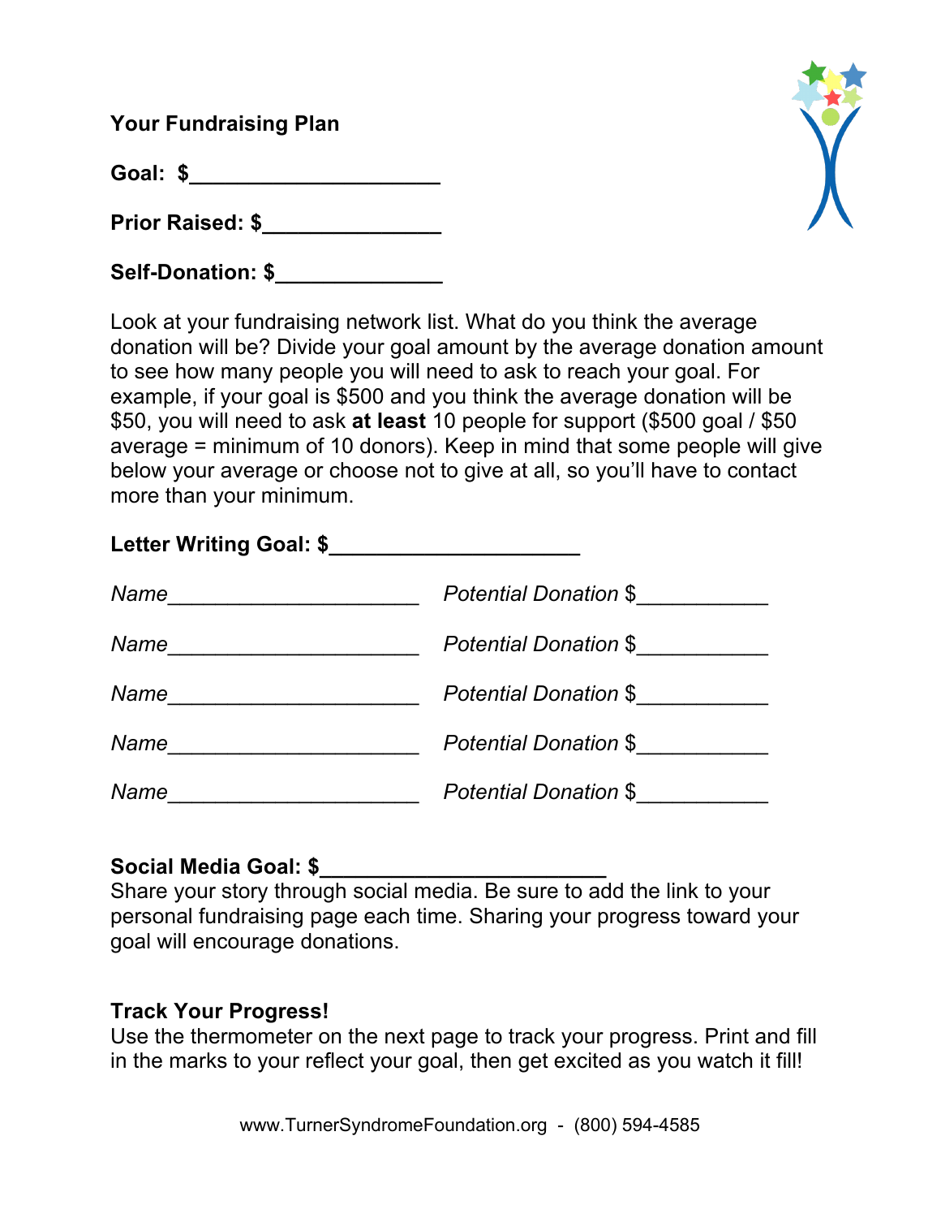**Your Fundraising Plan**

**Goal: $____________________**

**Prior Raised: $_______________**

**Self-Donation: $______________**

Look at your fundraising network list. What do you think the average donation will be? Divide your goal amount by the average donation amount to see how many people you will need to ask to reach your goal. For example, if your goal is $500 and you think the average donation will be $50, you will need to ask **at least** 10 people for support ($500 goal / $50 average = minimum of 10 donors). Keep in mind that some people will give below your average or choose not to give at all, so you'll have to contact more than your minimum.

**Letter Writing Goal: $____________________**

*Name*_____________________ *Potential Donation* $___________

*Name*_____________________ *Potential Donation* $___________

*Name*_____________________ *Potential Donation* $___________

*Name*_____________________ *Potential Donation* $___________

*Name*_____________________ *Potential Donation* $___________

**Social Media Goal: $________________________**

Share your story through social media. Be sure to add the link to your personal fundraising page each time. Sharing your progress toward your goal will encourage donations.

**Track Your Progress!**

Use the thermometer on the next page to track your progress. Print and fill in the marks to your reflect your goal, then get excited as you watch it fill!

www.TurnerSyndromeFoundation.org - (800) 594-4585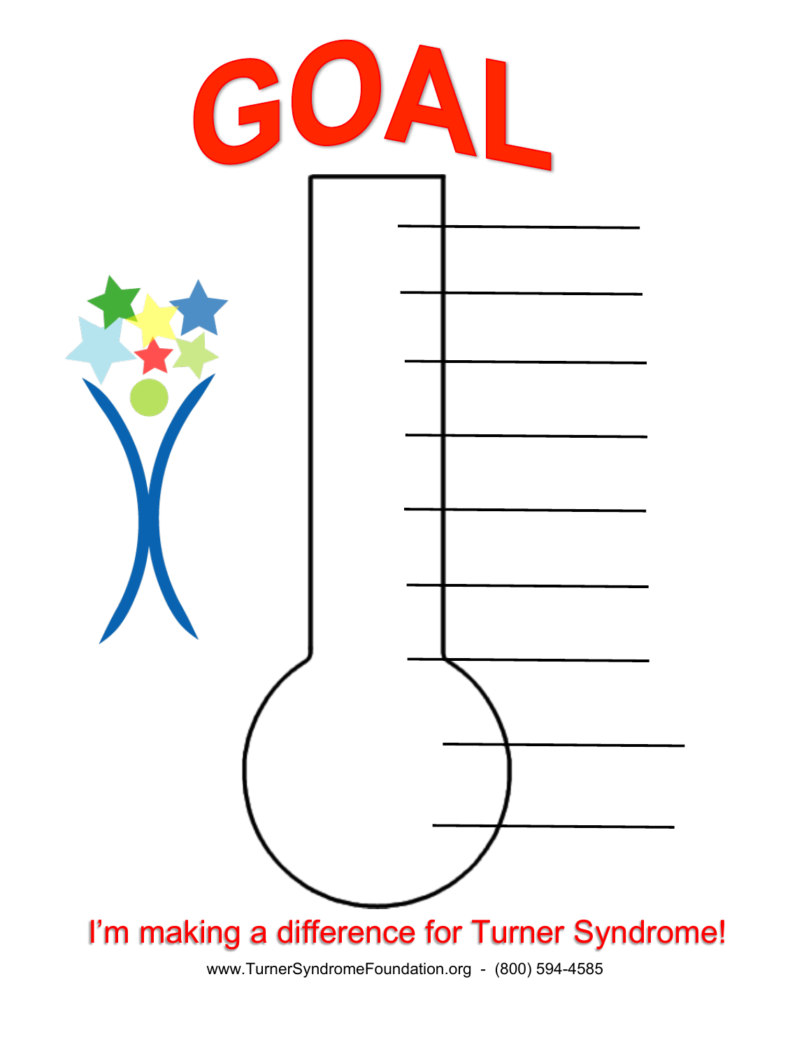# GOAL

I'm making a difference for Turner Syndrome!

www.TurnerSyndromeFoundation.org - (800) 594-4585